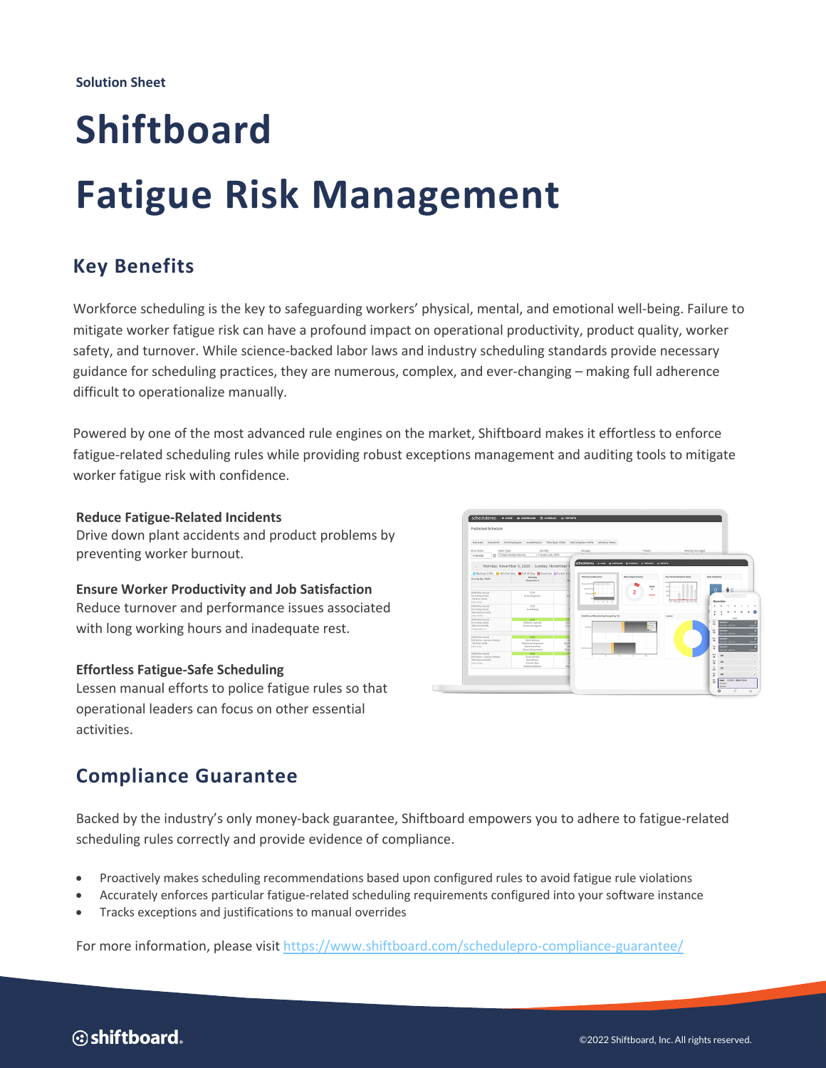Solution Sheet

# Shiftboard

# Fatigue Risk Management

## Key Benefits

Workforce scheduling is the key to safeguarding workers' physical, mental, and emotional well-being. Failure to mitigate worker fatigue risk can have a profound impact on operational productivity, product quality, worker safety, and turnover. While science-backed labor laws and industry scheduling standards provide necessary guidance for scheduling practices, they are numerous, complex, and ever-changing – making full adherence difficult to operationalize manually.

Powered by one of the most advanced rule engines on the market, Shiftboard makes it effortless to enforce fatigue-related scheduling rules while providing robust exceptions management and auditing tools to mitigate worker fatigue risk with confidence.

**Reduce Fatigue-Related Incidents**
Drive down plant accidents and product problems by preventing worker burnout.

**Ensure Worker Productivity and Job Satisfaction**
Reduce turnover and performance issues associated with long working hours and inadequate rest.

**Effortless Fatigue-Safe Scheduling**
Lessen manual efforts to police fatigue rules so that operational leaders can focus on other essential activities.

## Compliance Guarantee

Backed by the industry's only money-back guarantee, Shiftboard empowers you to adhere to fatigue-related scheduling rules correctly and provide evidence of compliance.

- Proactively makes scheduling recommendations based upon configured rules to avoid fatigue rule violations
- Accurately enforces particular fatigue-related scheduling requirements configured into your software instance
- Tracks exceptions and justifications to manual overrides

For more information, please visit https://www.shiftboard.com/schedulepro-compliance-guarantee/

©2022 Shiftboard, Inc. All rights reserved.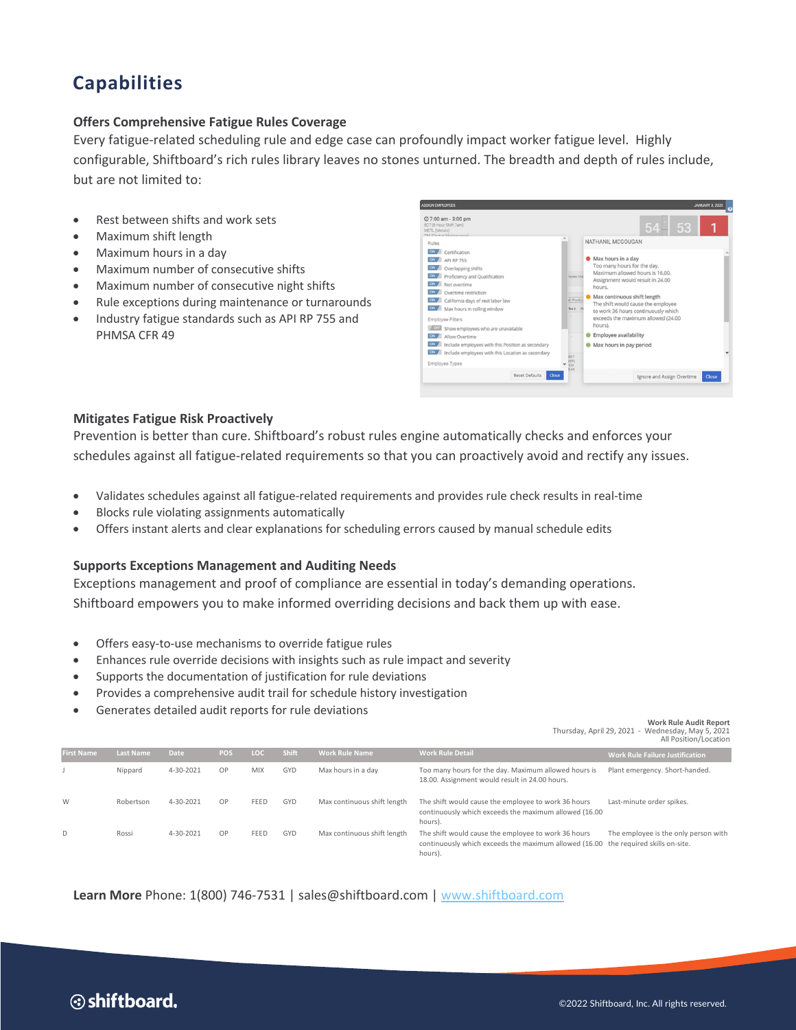## Capabilities

### Offers Comprehensive Fatigue Rules Coverage

Every fatigue-related scheduling rule and edge case can profoundly impact worker fatigue level. Highly configurable, Shiftboard's rich rules library leaves no stones unturned. The breadth and depth of rules include, but are not limited to:

- Rest between shifts and work sets
- Maximum shift length
- Maximum hours in a day
- Maximum number of consecutive shifts
- Maximum number of consecutive night shifts
- Rule exceptions during maintenance or turnarounds
- Industry fatigue standards such as API RP 755 and PHMSA CFR 49

### Mitigates Fatigue Risk Proactively

Prevention is better than cure. Shiftboard's robust rules engine automatically checks and enforces your schedules against all fatigue-related requirements so that you can proactively avoid and rectify any issues.

- Validates schedules against all fatigue-related requirements and provides rule check results in real-time
- Blocks rule violating assignments automatically
- Offers instant alerts and clear explanations for scheduling errors caused by manual schedule edits

### Supports Exceptions Management and Auditing Needs

Exceptions management and proof of compliance are essential in today's demanding operations. Shiftboard empowers you to make informed overriding decisions and back them up with ease.

- Offers easy-to-use mechanisms to override fatigue rules
- Enhances rule override decisions with insights such as rule impact and severity
- Supports the documentation of justification for rule deviations
- Provides a comprehensive audit trail for schedule history investigation
- Generates detailed audit reports for rule deviations

**Work Rule Audit Report**
Thursday, April 29, 2021 - Wednesday, May 5, 2021
All Position/Location

| First Name | Last Name | Date | POS | LOC | Shift | Work Rule Name | Work Rule Detail | Work Rule Failure Justification |
|---|---|---|---|---|---|---|---|---|
| J | Nippard | 4-30-2021 | OP | MIX | GYD | Max hours in a day | Too many hours for the day. Maximum allowed hours is 18.00. Assignment would result in 24.00 hours. | Plant emergency. Short-handed. |
| W | Robertson | 4-30-2021 | OP | FEED | GYD | Max continuous shift length | The shift would cause the employee to work 36 hours continuously which exceeds the maximum allowed (16.00 hours). | Last-minute order spikes. |
| D | Rossi | 4-30-2021 | OP | FEED | GYD | Max continuous shift length | The shift would cause the employee to work 36 hours continuously which exceeds the maximum allowed (16.00 hours). | The employee is the only person with the required skills on-site. |

**Learn More** Phone: 1(800) 746-7531 | sales@shiftboard.com | www.shiftboard.com